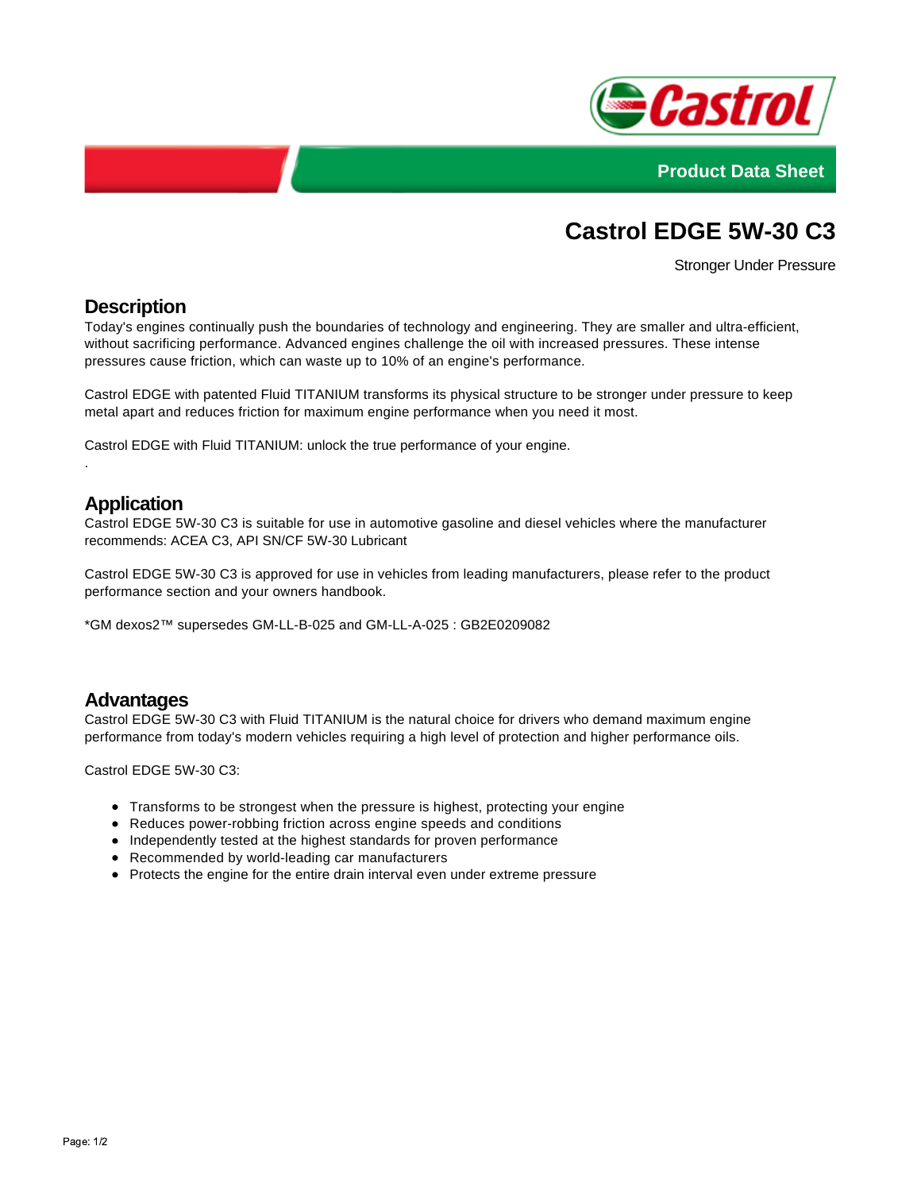Product Data Sheet

# Castrol EDGE 5W-30 C3

Stronger Under Pressure

## Description

Today's engines continually push the boundaries of technology and engineering. They are smaller and ultra-efficient, without sacrificing performance. Advanced engines challenge the oil with increased pressures. These intense pressures cause friction, which can waste up to 10% of an engine's performance.

Castrol EDGE with patented Fluid TITANIUM transforms its physical structure to be stronger under pressure to keep metal apart and reduces friction for maximum engine performance when you need it most.

Castrol EDGE with Fluid TITANIUM: unlock the true performance of your engine.

.

## Application

Castrol EDGE 5W-30 C3 is suitable for use in automotive gasoline and diesel vehicles where the manufacturer recommends: ACEA C3, API SN/CF 5W-30 Lubricant

Castrol EDGE 5W-30 C3 is approved for use in vehicles from leading manufacturers, please refer to the product performance section and your owners handbook.

*GM dexos2™ supersedes GM-LL-B-025 and GM-LL-A-025 : GB2E0209082

## Advantages

Castrol EDGE 5W-30 C3 with Fluid TITANIUM is the natural choice for drivers who demand maximum engine performance from today's modern vehicles requiring a high level of protection and higher performance oils.

Castrol EDGE 5W-30 C3:

- Transforms to be strongest when the pressure is highest, protecting your engine
- Reduces power-robbing friction across engine speeds and conditions
- Independently tested at the highest standards for proven performance
- Recommended by world-leading car manufacturers
- Protects the engine for the entire drain interval even under extreme pressure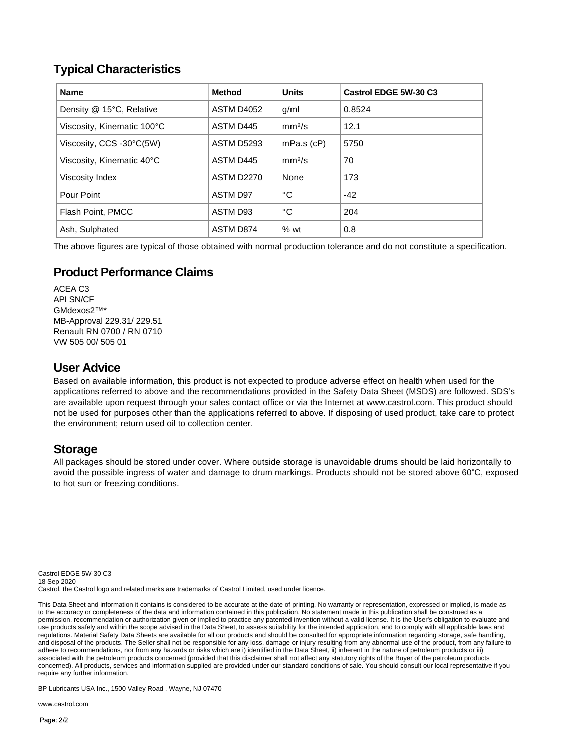## Typical Characteristics

| Name | Method | Units | Castrol EDGE 5W-30 C3 |
|---|---|---|---|
| Density @ 15°C, Relative | ASTM D4052 | g/ml | 0.8524 |
| Viscosity, Kinematic 100°C | ASTM D445 | $mm^2/s$ | 12.1 |
| Viscosity, CCS -30°C(5W) | ASTM D5293 | mPa.s (cP) | 5750 |
| Viscosity, Kinematic 40°C | ASTM D445 | $mm^2/s$ | 70 |
| Viscosity Index | ASTM D2270 | None | 173 |
| Pour Point | ASTM D97 | °C | -42 |
| Flash Point, PMCC | ASTM D93 | °C | 204 |
| Ash, Sulphated | ASTM D874 | % wt | 0.8 |

The above figures are typical of those obtained with normal production tolerance and do not constitute a specification.

## Product Performance Claims

ACEA C3
API SN/CF
GMdexos2™*
MB-Approval 229.31/ 229.51
Renault RN 0700 / RN 0710
VW 505 00/ 505 01

## User Advice

Based on available information, this product is not expected to produce adverse effect on health when used for the applications referred to above and the recommendations provided in the Safety Data Sheet (MSDS) are followed. SDS's are available upon request through your sales contact office or via the Internet at www.castrol.com. This product should not be used for purposes other than the applications referred to above. If disposing of used product, take care to protect the environment; return used oil to collection center.

## Storage

All packages should be stored under cover. Where outside storage is unavoidable drums should be laid horizontally to avoid the possible ingress of water and damage to drum markings. Products should not be stored above 60˚C, exposed to hot sun or freezing conditions.

Castrol EDGE 5W-30 C3
18 Sep 2020
Castrol, the Castrol logo and related marks are trademarks of Castrol Limited, used under licence.

This Data Sheet and information it contains is considered to be accurate at the date of printing. No warranty or representation, expressed or implied, is made as to the accuracy or completeness of the data and information contained in this publication. No statement made in this publication shall be construed as a permission, recommendation or authorization given or implied to practice any patented invention without a valid license. It is the User's obligation to evaluate and use products safely and within the scope advised in the Data Sheet, to assess suitability for the intended application, and to comply with all applicable laws and regulations. Material Safety Data Sheets are available for all our products and should be consulted for appropriate information regarding storage, safe handling, and disposal of the products. The Seller shall not be responsible for any loss, damage or injury resulting from any abnormal use of the product, from any failure to adhere to recommendations, nor from any hazards or risks which are i) identified in the Data Sheet, ii) inherent in the nature of petroleum products or iii) associated with the petroleum products concerned (provided that this disclaimer shall not affect any statutory rights of the Buyer of the petroleum products concerned). All products, services and information supplied are provided under our standard conditions of sale. You should consult our local representative if you require any further information.

BP Lubricants USA Inc., 1500 Valley Road , Wayne, NJ 07470

www.castrol.com